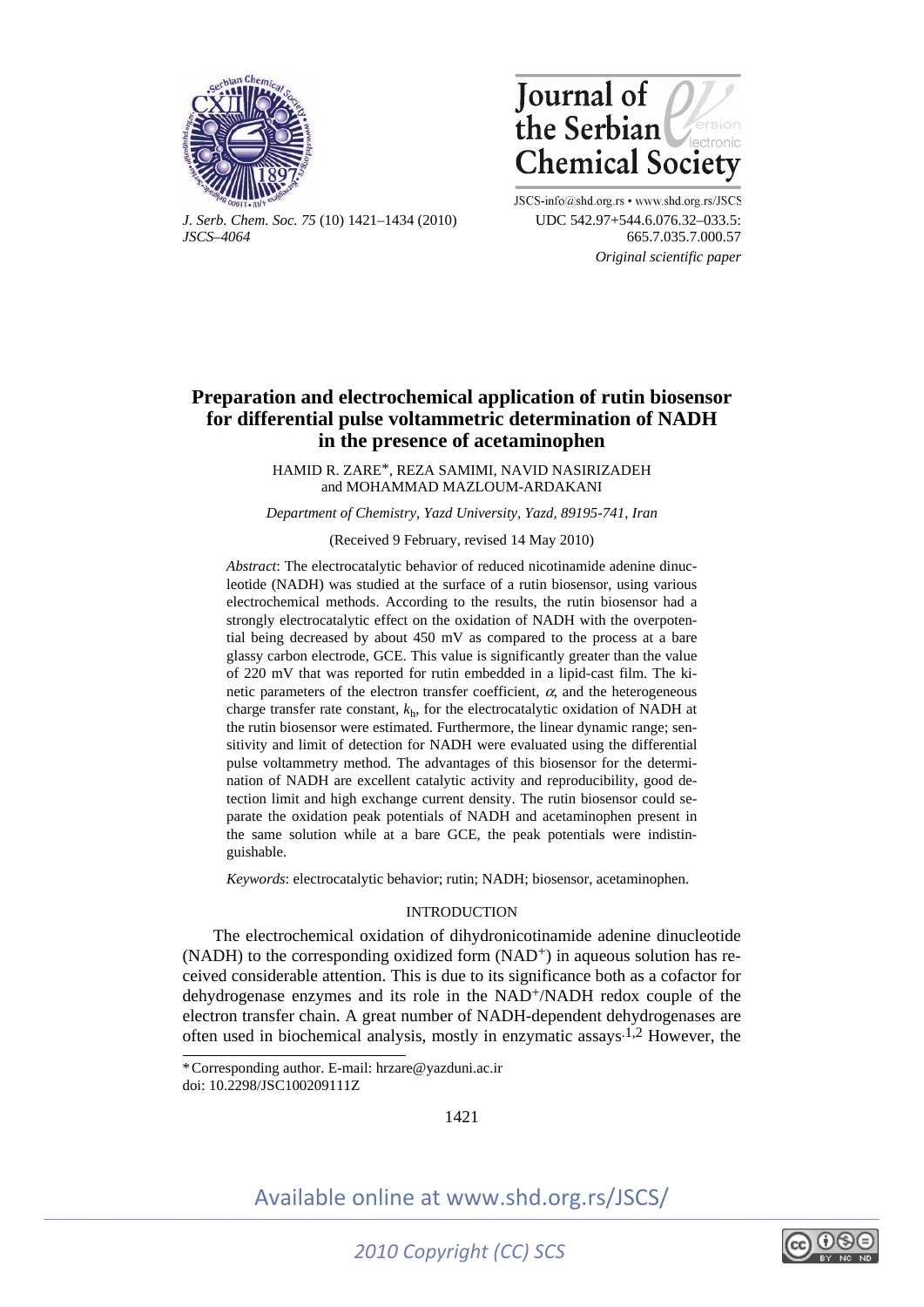# Preparation and electrochemical application of rutin biosensor for differential pulse voltammetric determination of NADH in the presence of acetaminophen

HAMID R. ZARE*, REZA SAMIMI, NAVID NASIRIZADEH and MOHAMMAD MAZLOUM-ARDAKANI

*Department of Chemistry, Yazd University, Yazd, 89195-741, Iran*

(Received 9 February, revised 14 May 2010)

*Abstract*: The electrocatalytic behavior of reduced nicotinamide adenine dinucleotide (NADH) was studied at the surface of a rutin biosensor, using various electrochemical methods. According to the results, the rutin biosensor had a strongly electrocatalytic effect on the oxidation of NADH with the overpotential being decreased by about 450 mV as compared to the process at a bare glassy carbon electrode, GCE. This value is significantly greater than the value of 220 mV that was reported for rutin embedded in a lipid-cast film. The kinetic parameters of the electron transfer coefficient, $\alpha$, and the heterogeneous charge transfer rate constant, $k_h$, for the electrocatalytic oxidation of NADH at the rutin biosensor were estimated. Furthermore, the linear dynamic range; sensitivity and limit of detection for NADH were evaluated using the differential pulse voltammetry method. The advantages of this biosensor for the determination of NADH are excellent catalytic activity and reproducibility, good detection limit and high exchange current density. The rutin biosensor could separate the oxidation peak potentials of NADH and acetaminophen present in the same solution while at a bare GCE, the peak potentials were indistinguishable.

*Keywords*: electrocatalytic behavior; rutin; NADH; biosensor, acetaminophen.

## INTRODUCTION

The electrochemical oxidation of dihydronicotinamide adenine dinucleotide (NADH) to the corresponding oxidized form ($NAD^+$) in aqueous solution has received considerable attention. This is due to its significance both as a cofactor for dehydrogenase enzymes and its role in the $NAD^+$/NADH redox couple of the electron transfer chain. A great number of NADH-dependent dehydrogenases are often used in biochemical analysis, mostly in enzymatic assays.[1,2] However, the

* Corresponding author. E-mail: hrzare@yazduni.ac.ir
doi: 10.2298/JSC100209111Z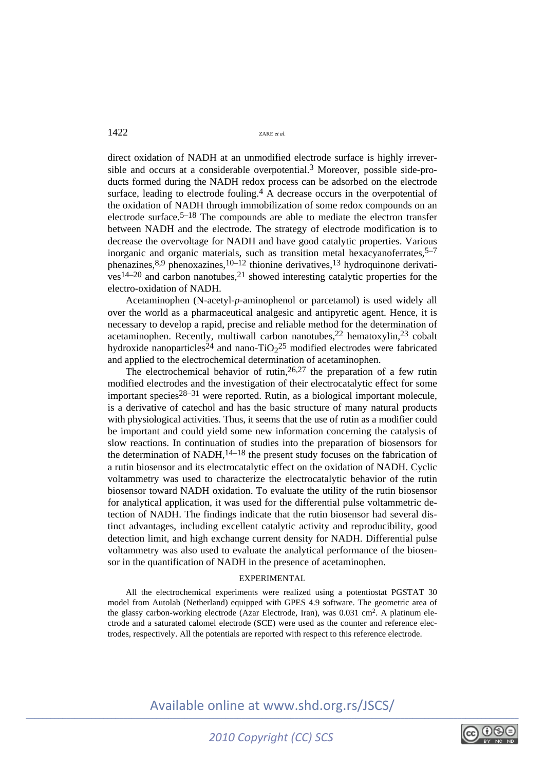direct oxidation of NADH at an unmodified electrode surface is highly irreversible and occurs at a considerable overpotential.[3] Moreover, possible side-products formed during the NADH redox process can be adsorbed on the electrode surface, leading to electrode fouling.[4] A decrease occurs in the overpotential of the oxidation of NADH through immobilization of some redox compounds on an electrode surface.[5–18] The compounds are able to mediate the electron transfer between NADH and the electrode. The strategy of electrode modification is to decrease the overvoltage for NADH and have good catalytic properties. Various inorganic and organic materials, such as transition metal hexacyanoferrates,[5–7] phenazines,[8,9] phenoxazines,[10–12] thionine derivatives,[13] hydroquinone derivatives[14–20] and carbon nanotubes,[21] showed interesting catalytic properties for the electro-oxidation of NADH.

Acetaminophen (N-acetyl-*p*-aminophenol or parcetamol) is used widely all over the world as a pharmaceutical analgesic and antipyretic agent. Hence, it is necessary to develop a rapid, precise and reliable method for the determination of acetaminophen. Recently, multiwall carbon nanotubes,[22] hematoxylin,[23] cobalt hydroxide nanoparticles[24] and nano-$TiO_2$[25] modified electrodes were fabricated and applied to the electrochemical determination of acetaminophen.

The electrochemical behavior of rutin,[26,27] the preparation of a few rutin modified electrodes and the investigation of their electrocatalytic effect for some important species[28–31] were reported. Rutin, as a biological important molecule, is a derivative of catechol and has the basic structure of many natural products with physiological activities. Thus, it seems that the use of rutin as a modifier could be important and could yield some new information concerning the catalysis of slow reactions. In continuation of studies into the preparation of biosensors for the determination of NADH,[14–18] the present study focuses on the fabrication of a rutin biosensor and its electrocatalytic effect on the oxidation of NADH. Cyclic voltammetry was used to characterize the electrocatalytic behavior of the rutin biosensor toward NADH oxidation. To evaluate the utility of the rutin biosensor for analytical application, it was used for the differential pulse voltammetric detection of NADH. The findings indicate that the rutin biosensor had several distinct advantages, including excellent catalytic activity and reproducibility, good detection limit, and high exchange current density for NADH. Differential pulse voltammetry was also used to evaluate the analytical performance of the biosensor in the quantification of NADH in the presence of acetaminophen.

## EXPERIMENTAL

All the electrochemical experiments were realized using a potentiostat PGSTAT 30 model from Autolab (Netherland) equipped with GPES 4.9 software. The geometric area of the glassy carbon-working electrode (Azar Electrode, Iran), was 0.031 $cm^2$. A platinum electrode and a saturated calomel electrode (SCE) were used as the counter and reference electrodes, respectively. All the potentials are reported with respect to this reference electrode.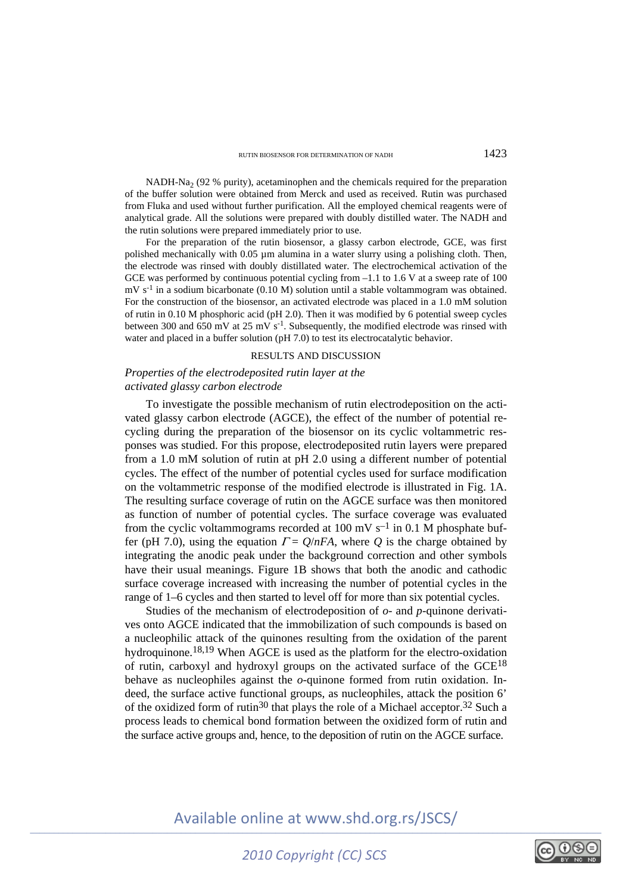$NADH-Na_2$ (92 % purity), acetaminophen and the chemicals required for the preparation of the buffer solution were obtained from Merck and used as received. Rutin was purchased from Fluka and used without further purification. All the employed chemical reagents were of analytical grade. All the solutions were prepared with doubly distilled water. The NADH and the rutin solutions were prepared immediately prior to use.

For the preparation of the rutin biosensor, a glassy carbon electrode, GCE, was first polished mechanically with 0.05 µm alumina in a water slurry using a polishing cloth. Then, the electrode was rinsed with doubly distillated water. The electrochemical activation of the GCE was performed by continuous potential cycling from –1.1 to 1.6 V at a sweep rate of 100 mV $s^{-1}$ in a sodium bicarbonate (0.10 M) solution until a stable voltammogram was obtained. For the construction of the biosensor, an activated electrode was placed in a 1.0 mM solution of rutin in 0.10 M phosphoric acid (pH 2.0). Then it was modified by 6 potential sweep cycles between 300 and 650 mV at 25 mV $s^{-1}$. Subsequently, the modified electrode was rinsed with water and placed in a buffer solution (pH 7.0) to test its electrocatalytic behavior.

## RESULTS AND DISCUSSION

### *Properties of the electrodeposited rutin layer at the activated glassy carbon electrode*

To investigate the possible mechanism of rutin electrodeposition on the activated glassy carbon electrode (AGCE), the effect of the number of potential recycling during the preparation of the biosensor on its cyclic voltammetric responses was studied. For this propose, electrodeposited rutin layers were prepared from a 1.0 mM solution of rutin at pH 2.0 using a different number of potential cycles. The effect of the number of potential cycles used for surface modification on the voltammetric response of the modified electrode is illustrated in Fig. 1A. The resulting surface coverage of rutin on the AGCE surface was then monitored as function of number of potential cycles. The surface coverage was evaluated from the cyclic voltammograms recorded at 100 mV $s^{-1}$ in 0.1 M phosphate buffer (pH 7.0), using the equation $\Gamma = Q/nFA$, where $Q$ is the charge obtained by integrating the anodic peak under the background correction and other symbols have their usual meanings. Figure 1B shows that both the anodic and cathodic surface coverage increased with increasing the number of potential cycles in the range of 1–6 cycles and then started to level off for more than six potential cycles.

Studies of the mechanism of electrodeposition of *o*- and *p*-quinone derivatives onto AGCE indicated that the immobilization of such compounds is based on a nucleophilic attack of the quinones resulting from the oxidation of the parent hydroquinone.[18,19] When AGCE is used as the platform for the electro-oxidation of rutin, carboxyl and hydroxyl groups on the activated surface of the GCE[18] behave as nucleophiles against the *o*-quinone formed from rutin oxidation. Indeed, the surface active functional groups, as nucleophiles, attack the position 6' of the oxidized form of rutin[30] that plays the role of a Michael acceptor.[32] Such a process leads to chemical bond formation between the oxidized form of rutin and the surface active groups and, hence, to the deposition of rutin on the AGCE surface.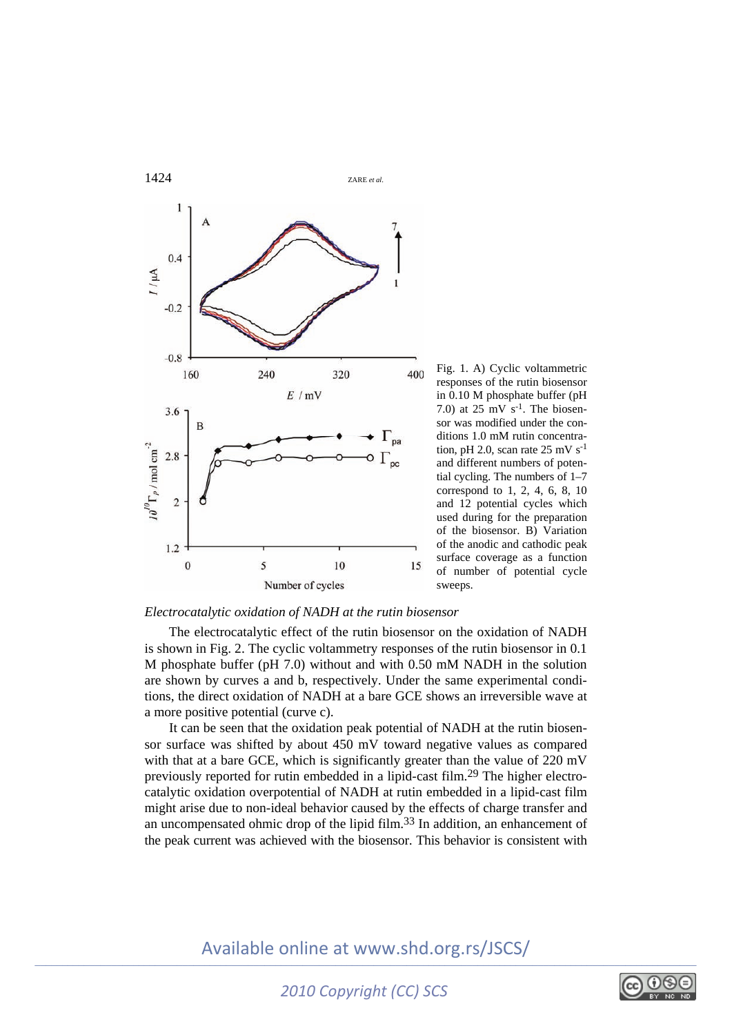Fig. 1. A) Cyclic voltammetric responses of the rutin biosensor in 0.10 M phosphate buffer (pH 7.0) at 25 mV s$^{-1}$. The biosensor was modified under the conditions 1.0 mM rutin concentration, pH 2.0, scan rate 25 mV s$^{-1}$ and different numbers of potential cycling. The numbers of 1–7 correspond to 1, 2, 4, 6, 8, 10 and 12 potential cycles which used during for the preparation of the biosensor. B) Variation of the anodic and cathodic peak surface coverage as a function of number of potential cycle sweeps.

*Electrocatalytic oxidation of NADH at the rutin biosensor*

The electrocatalytic effect of the rutin biosensor on the oxidation of NADH is shown in Fig. 2. The cyclic voltammetry responses of the rutin biosensor in 0.1 M phosphate buffer (pH 7.0) without and with 0.50 mM NADH in the solution are shown by curves a and b, respectively. Under the same experimental conditions, the direct oxidation of NADH at a bare GCE shows an irreversible wave at a more positive potential (curve c).

It can be seen that the oxidation peak potential of NADH at the rutin biosensor surface was shifted by about 450 mV toward negative values as compared with that at a bare GCE, which is significantly greater than the value of 220 mV previously reported for rutin embedded in a lipid-cast film.[29] The higher electrocatalytic oxidation overpotential of NADH at rutin embedded in a lipid-cast film might arise due to non-ideal behavior caused by the effects of charge transfer and an uncompensated ohmic drop of the lipid film.[33] In addition, an enhancement of the peak current was achieved with the biosensor. This behavior is consistent with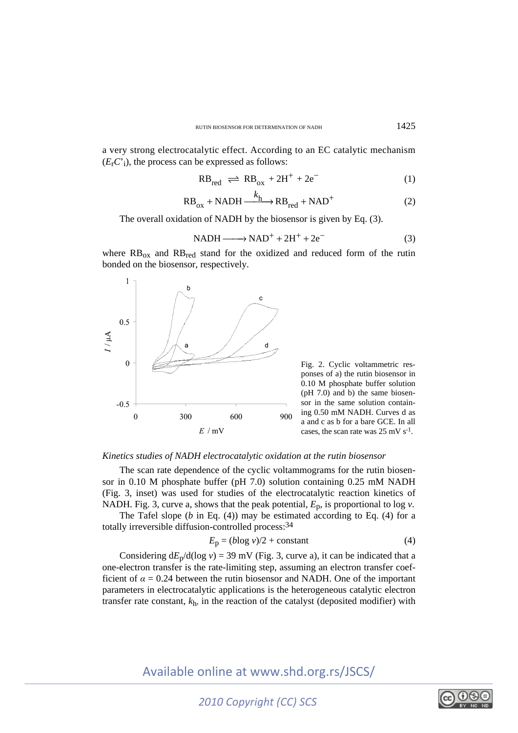a very strong electrocatalytic effect. According to an EC catalytic mechanism ($E_rC'_i$), the process can be expressed as follows:

$$\mathrm{RB_{red}} \rightleftharpoons \mathrm{RB_{ox}} + 2\mathrm{H}^+ + 2\mathrm{e}^- \tag{1}$$

$$\mathrm{RB_{ox}} + \mathrm{NADH} \xrightarrow{k_h} \mathrm{RB_{red}} + \mathrm{NAD}^+ \tag{2}$$

The overall oxidation of NADH by the biosensor is given by Eq. (3).

$$\mathrm{NADH} \longrightarrow \mathrm{NAD}^+ + 2\mathrm{H}^+ + 2\mathrm{e}^- \tag{3}$$

where $RB_{ox}$ and $RB_{red}$ stand for the oxidized and reduced form of the rutin bonded on the biosensor, respectively.

Fig. 2. Cyclic voltammetric responses of a) the rutin biosensor in 0.10 M phosphate buffer solution (pH 7.0) and b) the same biosensor in the same solution containing 0.50 mM NADH. Curves d as a and c as b for a bare GCE. In all cases, the scan rate was 25 mV s$^{-1}$.

*Kinetics studies of NADH electrocatalytic oxidation at the rutin biosensor*

The scan rate dependence of the cyclic voltammograms for the rutin biosensor in 0.10 M phosphate buffer (pH 7.0) solution containing 0.25 mM NADH (Fig. 3, inset) was used for studies of the electrocatalytic reaction kinetics of NADH. Fig. 3, curve a, shows that the peak potential, $E_p$, is proportional to log $v$.

The Tafel slope ($b$ in Eq. (4)) may be estimated according to Eq. (4) for a totally irreversible diffusion-controlled process:[34]

$$E_p = (b \log v)/2 + \text{constant} \tag{4}$$

Considering $\mathrm{d}E_p/\mathrm{d}(\log v) = 39$ mV (Fig. 3, curve a), it can be indicated that a one-electron transfer is the rate-limiting step, assuming an electron transfer coefficient of $\alpha = 0.24$ between the rutin biosensor and NADH. One of the important parameters in electrocatalytic applications is the heterogeneous catalytic electron transfer rate constant, $k_h$, in the reaction of the catalyst (deposited modifier) with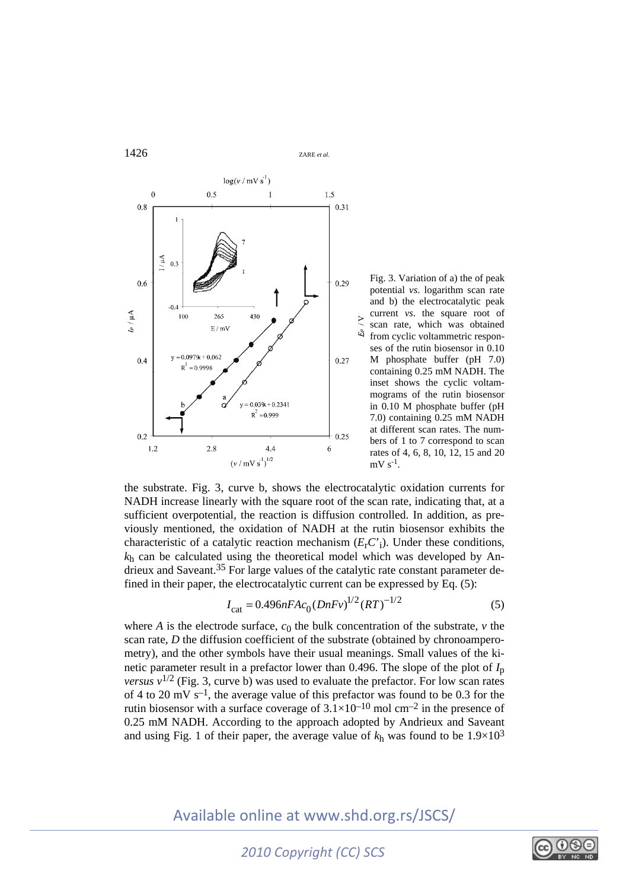Fig. 3. Variation of a) the of peak potential *vs*. logarithm scan rate and b) the electrocatalytic peak current *vs*. the square root of scan rate, which was obtained from cyclic voltammetric responses of the rutin biosensor in 0.10 M phosphate buffer (pH 7.0) containing 0.25 mM NADH. The inset shows the cyclic voltammograms of the rutin biosensor in 0.10 M phosphate buffer (pH 7.0) containing 0.25 mM NADH at different scan rates. The numbers of 1 to 7 correspond to scan rates of 4, 6, 8, 10, 12, 15 and 20 mV $s^{-1}$.

the substrate. Fig. 3, curve b, shows the electrocatalytic oxidation currents for NADH increase linearly with the square root of the scan rate, indicating that, at a sufficient overpotential, the reaction is diffusion controlled. In addition, as previously mentioned, the oxidation of NADH at the rutin biosensor exhibits the characteristic of a catalytic reaction mechanism ($E_rC'_i$). Under these conditions, $k_h$ can be calculated using the theoretical model which was developed by Andrieux and Saveant.[35] For large values of the catalytic rate constant parameter defined in their paper, the electrocatalytic current can be expressed by Eq. (5):

$$I_{cat} = 0.496nFAc_0(DnFv)^{1/2}(RT)^{-1/2} \tag{5}$$

where $A$ is the electrode surface, $c_0$ the bulk concentration of the substrate, $v$ the scan rate, $D$ the diffusion coefficient of the substrate (obtained by chronoamperometry), and the other symbols have their usual meanings. Small values of the kinetic parameter result in a prefactor lower than 0.496. The slope of the plot of $I_p$ *versus* $v^{1/2}$ (Fig. 3, curve b) was used to evaluate the prefactor. For low scan rates of 4 to 20 mV $s^{-1}$, the average value of this prefactor was found to be 0.3 for the rutin biosensor with a surface coverage of $3.1\times10^{-10}$ mol $cm^{-2}$ in the presence of 0.25 mM NADH. According to the approach adopted by Andrieux and Saveant and using Fig. 1 of their paper, the average value of $k_h$ was found to be $1.9\times10^{3}$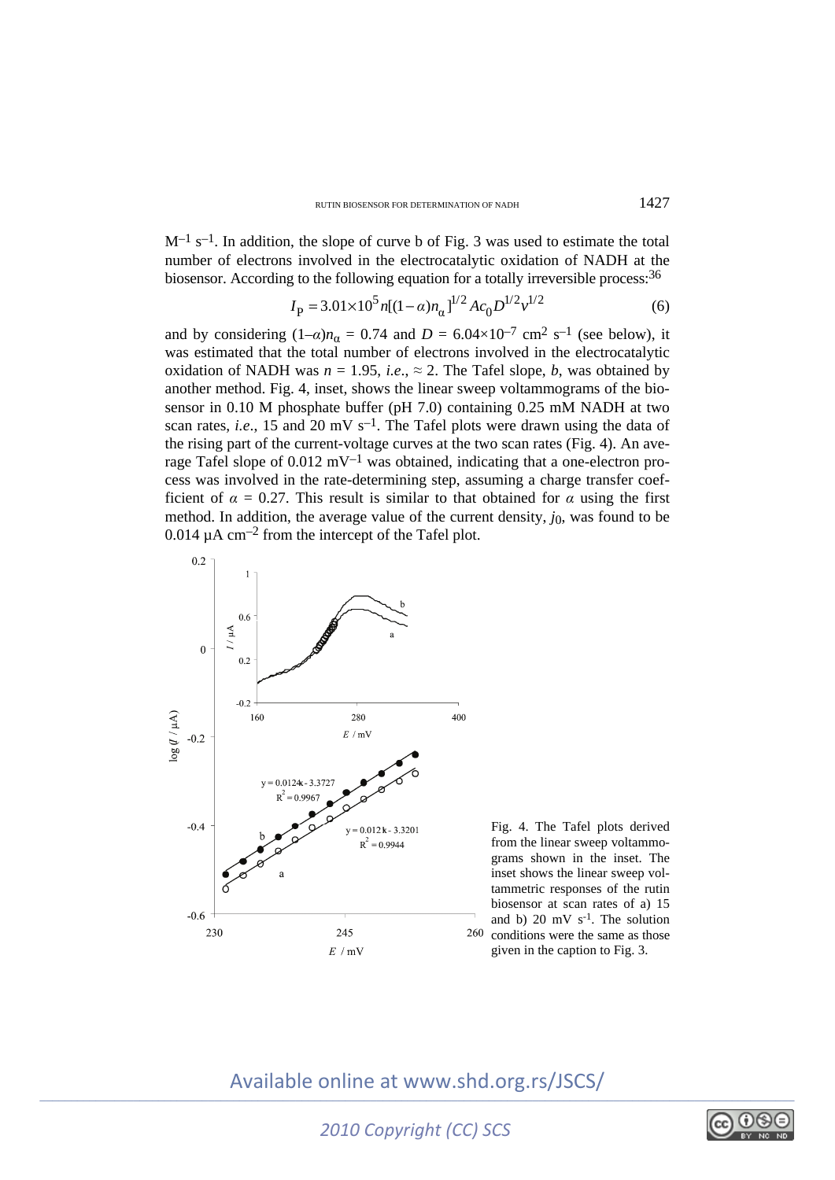$M^{-1}$ $s^{-1}$. In addition, the slope of curve b of Fig. 3 was used to estimate the total number of electrons involved in the electrocatalytic oxidation of NADH at the biosensor. According to the following equation for a totally irreversible process:[36]

$$I_P = 3.01\times10^5 n[(1-\alpha)n_\alpha]^{1/2} A c_0 D^{1/2} v^{1/2} \tag{6}$$

and by considering $(1-\alpha)n_\alpha = 0.74$ and $D = 6.04\times10^{-7}$ $cm^2$ $s^{-1}$ (see below), it was estimated that the total number of electrons involved in the electrocatalytic oxidation of NADH was $n = 1.95$, *i.e.*, $\approx 2$. The Tafel slope, $b$, was obtained by another method. Fig. 4, inset, shows the linear sweep voltammograms of the biosensor in 0.10 M phosphate buffer (pH 7.0) containing 0.25 mM NADH at two scan rates, *i.e.*, 15 and 20 mV $s^{-1}$. The Tafel plots were drawn using the data of the rising part of the current-voltage curves at the two scan rates (Fig. 4). An average Tafel slope of 0.012 $mV^{-1}$ was obtained, indicating that a one-electron process was involved in the rate-determining step, assuming a charge transfer coefficient of $\alpha = 0.27$. This result is similar to that obtained for $\alpha$ using the first method. In addition, the average value of the current density, $j_0$, was found to be 0.014 μA $cm^{-2}$ from the intercept of the Tafel plot.

Fig. 4. The Tafel plots derived from the linear sweep voltammograms shown in the inset. The inset shows the linear sweep voltammetric responses of the rutin biosensor at scan rates of a) 15 and b) 20 mV $s^{-1}$. The solution conditions were the same as those given in the caption to Fig. 3.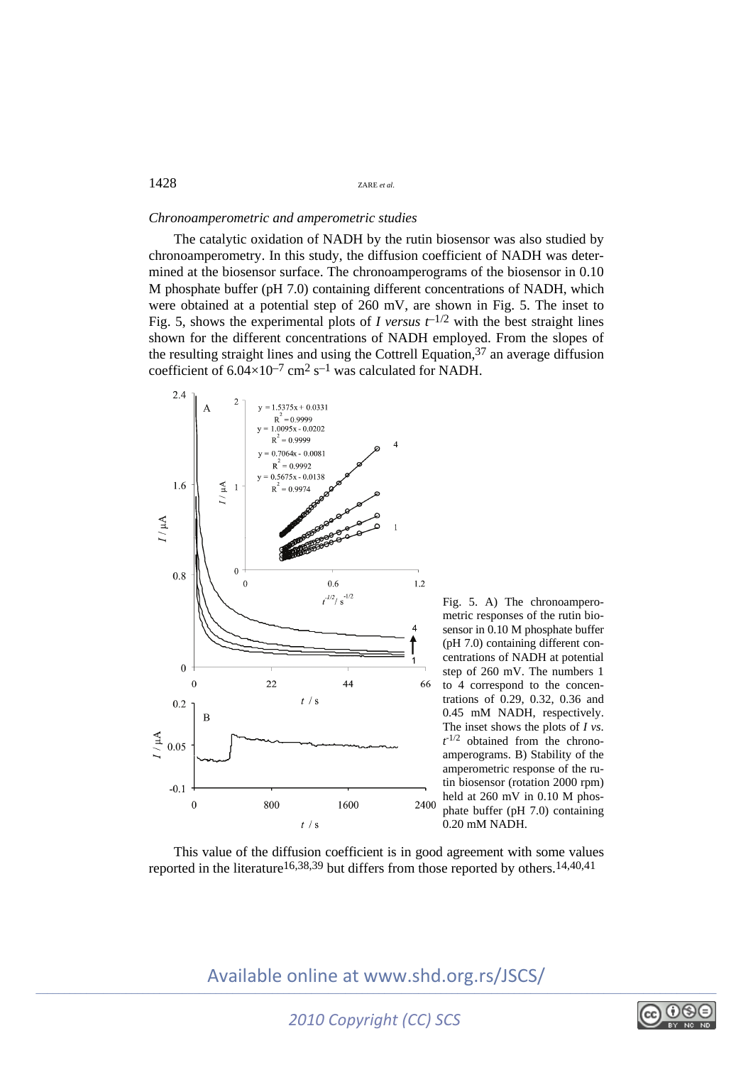*Chronoamperometric and amperometric studies*

The catalytic oxidation of NADH by the rutin biosensor was also studied by chronoamperometry. In this study, the diffusion coefficient of NADH was determined at the biosensor surface. The chronoamperograms of the biosensor in 0.10 M phosphate buffer (pH 7.0) containing different concentrations of NADH, which were obtained at a potential step of 260 mV, are shown in Fig. 5. The inset to Fig. 5, shows the experimental plots of $I$ *versus* $t^{-1/2}$ with the best straight lines shown for the different concentrations of NADH employed. From the slopes of the resulting straight lines and using the Cottrell Equation,[37] an average diffusion coefficient of $6.04\times10^{-7}$ cm$^2$ s$^{-1}$ was calculated for NADH.

Fig. 5. A) The chronoamperometric responses of the rutin biosensor in 0.10 M phosphate buffer (pH 7.0) containing different concentrations of NADH at potential step of 260 mV. The numbers 1 to 4 correspond to the concentrations of 0.29, 0.32, 0.36 and 0.45 mM NADH, respectively. The inset shows the plots of $I$ *vs.* $t^{-1/2}$ obtained from the chronoamperograms. B) Stability of the amperometric response of the rutin biosensor (rotation 2000 rpm) held at 260 mV in 0.10 M phosphate buffer (pH 7.0) containing 0.20 mM NADH.

This value of the diffusion coefficient is in good agreement with some values reported in the literature[16,38,39] but differs from those reported by others.[14,40,41]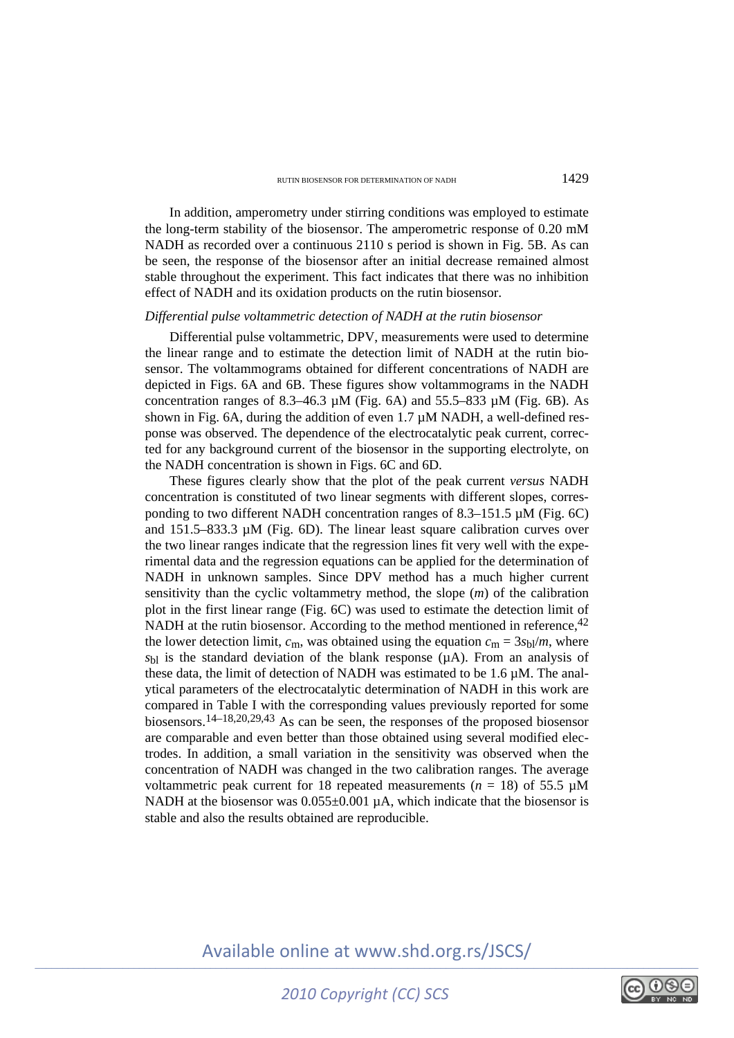In addition, amperometry under stirring conditions was employed to estimate the long-term stability of the biosensor. The amperometric response of 0.20 mM NADH as recorded over a continuous 2110 s period is shown in Fig. 5B. As can be seen, the response of the biosensor after an initial decrease remained almost stable throughout the experiment. This fact indicates that there was no inhibition effect of NADH and its oxidation products on the rutin biosensor.

*Differential pulse voltammetric detection of NADH at the rutin biosensor*

Differential pulse voltammetric, DPV, measurements were used to determine the linear range and to estimate the detection limit of NADH at the rutin biosensor. The voltammograms obtained for different concentrations of NADH are depicted in Figs. 6A and 6B. These figures show voltammograms in the NADH concentration ranges of 8.3–46.3 µM (Fig. 6A) and 55.5–833 µM (Fig. 6B). As shown in Fig. 6A, during the addition of even 1.7 µM NADH, a well-defined response was observed. The dependence of the electrocatalytic peak current, corrected for any background current of the biosensor in the supporting electrolyte, on the NADH concentration is shown in Figs. 6C and 6D.

These figures clearly show that the plot of the peak current *versus* NADH concentration is constituted of two linear segments with different slopes, corresponding to two different NADH concentration ranges of 8.3–151.5 µM (Fig. 6C) and 151.5–833.3 µM (Fig. 6D). The linear least square calibration curves over the two linear ranges indicate that the regression lines fit very well with the experimental data and the regression equations can be applied for the determination of NADH in unknown samples. Since DPV method has a much higher current sensitivity than the cyclic voltammetry method, the slope ($m$) of the calibration plot in the first linear range (Fig. 6C) was used to estimate the detection limit of NADH at the rutin biosensor. According to the method mentioned in reference,[42] the lower detection limit, $c_m$, was obtained using the equation $c_m = 3s_{bl}/m$, where $s_{bl}$ is the standard deviation of the blank response (µA). From an analysis of these data, the limit of detection of NADH was estimated to be 1.6 µM. The analytical parameters of the electrocatalytic determination of NADH in this work are compared in Table I with the corresponding values previously reported for some biosensors.[14–18,20,29,43] As can be seen, the responses of the proposed biosensor are comparable and even better than those obtained using several modified electrodes. In addition, a small variation in the sensitivity was observed when the concentration of NADH was changed in the two calibration ranges. The average voltammetric peak current for 18 repeated measurements ($n$ = 18) of 55.5 µM NADH at the biosensor was 0.055±0.001 µA, which indicate that the biosensor is stable and also the results obtained are reproducible.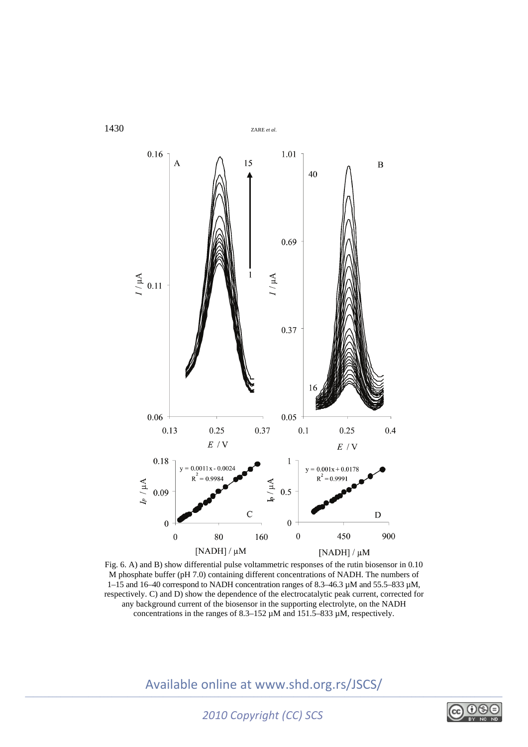Fig. 6. A) and B) show differential pulse voltammetric responses of the rutin biosensor in 0.10 M phosphate buffer (pH 7.0) containing different concentrations of NADH. The numbers of 1–15 and 16–40 correspond to NADH concentration ranges of 8.3–46.3 μM and 55.5–833 μM, respectively. C) and D) show the dependence of the electrocatalytic peak current, corrected for any background current of the biosensor in the supporting electrolyte, on the NADH concentrations in the ranges of 8.3–152 μM and 151.5–833 μM, respectively.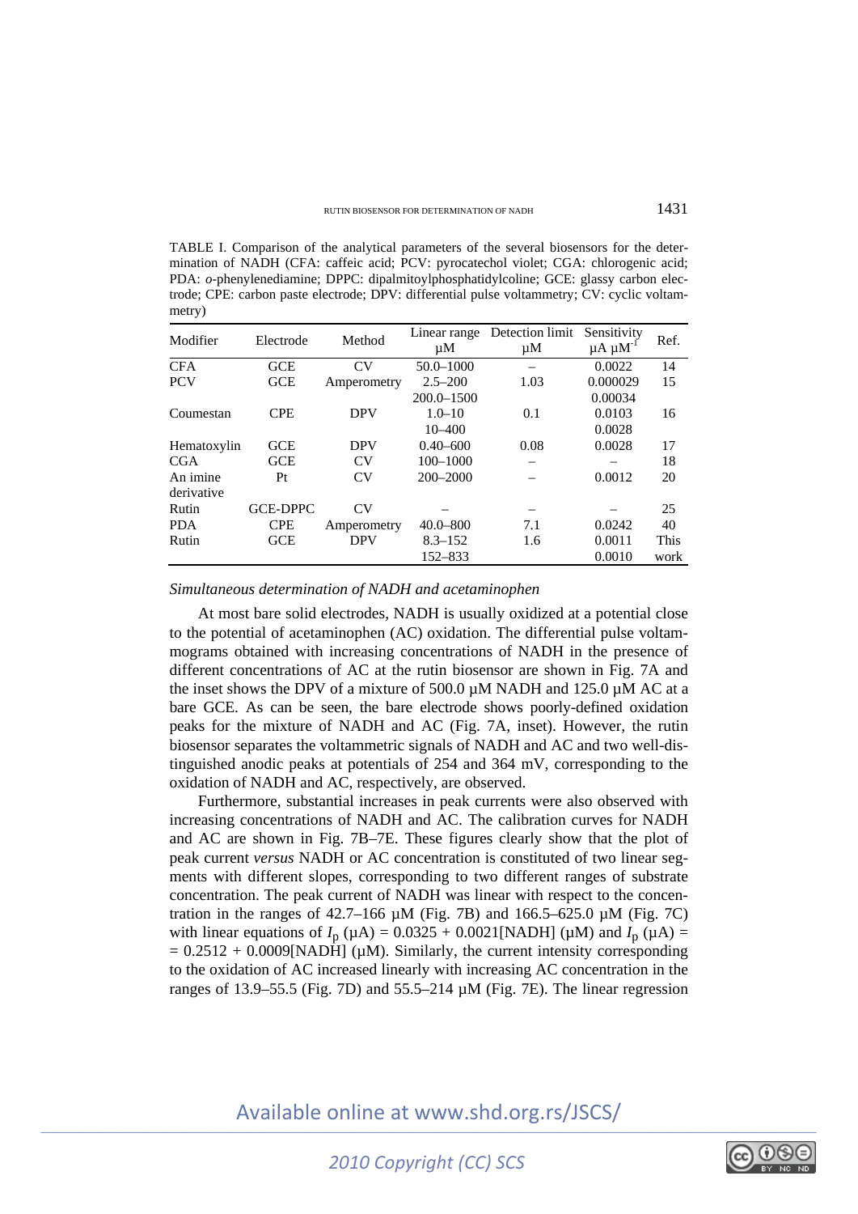TABLE I. Comparison of the analytical parameters of the several biosensors for the determination of NADH (CFA: caffeic acid; PCV: pyrocatechol violet; CGA: chlorogenic acid; PDA: *o*-phenylenediamine; DPPC: dipalmitoylphosphatidylcoline; GCE: glassy carbon electrode; CPE: carbon paste electrode; DPV: differential pulse voltammetry; CV: cyclic voltammetry)

| Modifier | Electrode | Method | Linear range μM | Detection limit μM | Sensitivity μA μM$^{-1}$ | Ref. |
|---|---|---|---|---|---|---|
| CFA | GCE | CV | 50.0–1000 | – | 0.0022 | 14 |
| PCV | GCE | Amperometry | 2.5–200 | 1.03 | 0.000029 | 15 |
| | | | 200.0–1500 | | 0.00034 | |
| Coumestan | CPE | DPV | 1.0–10 | 0.1 | 0.0103 | 16 |
| | | | 10–400 | | 0.0028 | |
| Hematoxylin | GCE | DPV | 0.40–600 | 0.08 | 0.0028 | 17 |
| CGA | GCE | CV | 100–1000 | – | – | 18 |
| An imine derivative | Pt | CV | 200–2000 | – | 0.0012 | 20 |
| Rutin | GCE-DPPC | CV | – | – | – | 25 |
| PDA | CPE | Amperometry | 40.0–800 | 7.1 | 0.0242 | 40 |
| Rutin | GCE | DPV | 8.3–152 | 1.6 | 0.0011 | This |
| | | | 152–833 | | 0.0010 | work |

*Simultaneous determination of NADH and acetaminophen*

At most bare solid electrodes, NADH is usually oxidized at a potential close to the potential of acetaminophen (AC) oxidation. The differential pulse voltammograms obtained with increasing concentrations of NADH in the presence of different concentrations of AC at the rutin biosensor are shown in Fig. 7A and the inset shows the DPV of a mixture of 500.0 μM NADH and 125.0 μM AC at a bare GCE. As can be seen, the bare electrode shows poorly-defined oxidation peaks for the mixture of NADH and AC (Fig. 7A, inset). However, the rutin biosensor separates the voltammetric signals of NADH and AC and two well-distinguished anodic peaks at potentials of 254 and 364 mV, corresponding to the oxidation of NADH and AC, respectively, are observed.

Furthermore, substantial increases in peak currents were also observed with increasing concentrations of NADH and AC. The calibration curves for NADH and AC are shown in Fig. 7B–7E. These figures clearly show that the plot of peak current *versus* NADH or AC concentration is constituted of two linear segments with different slopes, corresponding to two different ranges of substrate concentration. The peak current of NADH was linear with respect to the concentration in the ranges of 42.7–166 μM (Fig. 7B) and 166.5–625.0 μM (Fig. 7C) with linear equations of $I_p$ (μA) = 0.0325 + 0.0021[NADH] (μM) and $I_p$ (μA) = = 0.2512 + 0.0009[NADH] (μM). Similarly, the current intensity corresponding to the oxidation of AC increased linearly with increasing AC concentration in the ranges of 13.9–55.5 (Fig. 7D) and 55.5–214 μM (Fig. 7E). The linear regression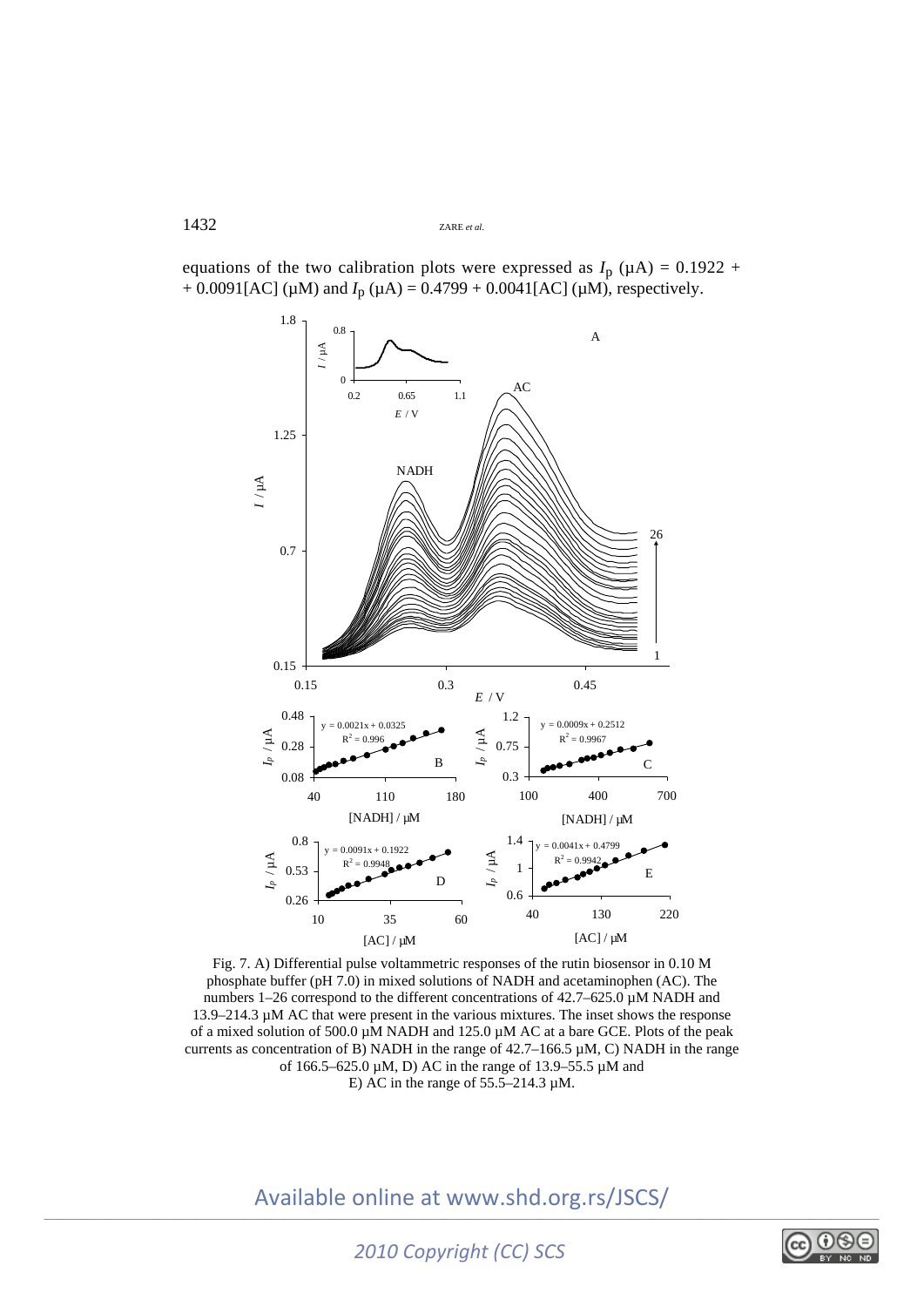equations of the two calibration plots were expressed as $I_p$ (μA) = 0.1922 + + 0.0091[AC] (μM) and $I_p$ (μA) = 0.4799 + 0.0041[AC] (μM), respectively.

Fig. 7. A) Differential pulse voltammetric responses of the rutin biosensor in 0.10 M phosphate buffer (pH 7.0) in mixed solutions of NADH and acetaminophen (AC). The numbers 1–26 correspond to the different concentrations of 42.7–625.0 μM NADH and 13.9–214.3 μM AC that were present in the various mixtures. The inset shows the response of a mixed solution of 500.0 μM NADH and 125.0 μM AC at a bare GCE. Plots of the peak currents as concentration of B) NADH in the range of 42.7–166.5 μM, C) NADH in the range of 166.5–625.0 μM, D) AC in the range of 13.9–55.5 μM and E) AC in the range of 55.5–214.3 μM.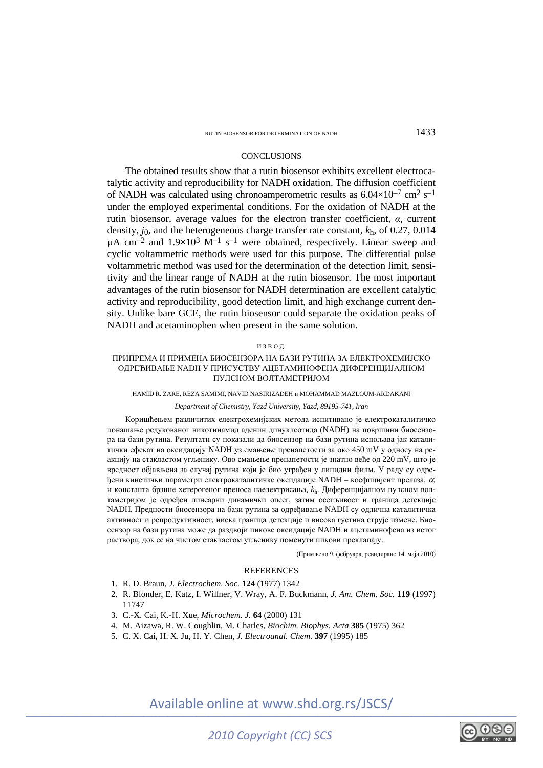## CONCLUSIONS

The obtained results show that a rutin biosensor exhibits excellent electrocatalytic activity and reproducibility for NADH oxidation. The diffusion coefficient of NADH was calculated using chronoamperometric results as $6.04\times10^{-7}$ cm$^2$ s$^{-1}$ under the employed experimental conditions. For the oxidation of NADH at the rutin biosensor, average values for the electron transfer coefficient, $\alpha$, current density, $j_0$, and the heterogeneous charge transfer rate constant, $k_h$, of 0.27, 0.014 μA cm$^{-2}$ and $1.9\times10^3$ M$^{-1}$ s$^{-1}$ were obtained, respectively. Linear sweep and cyclic voltammetric methods were used for this purpose. The differential pulse voltammetric method was used for the determination of the detection limit, sensitivity and the linear range of NADH at the rutin biosensor. The most important advantages of the rutin biosensor for NADH determination are excellent catalytic activity and reproducibility, good detection limit, and high exchange current density. Unlike bare GCE, the rutin biosensor could separate the oxidation peaks of NADH and acetaminophen when present in the same solution.

## ИЗВОД

### ПРИПРЕМА И ПРИМЕНА БИОСЕНЗОРА НА БАЗИ РУТИНА ЗА ЕЛЕКТРОХЕМИЈСКО ОДРЕЂИВАЊЕ NADH У ПРИСУСТВУ АЦЕТАМИНОФЕНА ДИФЕРЕНЦИЈАЛНОМ ПУЛСНОМ ВОЛТАМЕТРИЈОМ

HAMID R. ZARE, REZA SAMIMI, NAVID NASIRIZADEH и MOHAMMAD MAZLOUM-ARDAKANI

*Department of Chemistry, Yazd University, Yazd, 89195-741, Iran*

Коришћењем различитих електрохемијских метода испитивано је електрокаталитичко понашање редукованог никотинамид аденин динуклеотида (NADH) на површини биосензора на бази рутина. Резултати су показали да биосензор на бази рутина испољава јак каталитички ефекат на оксидацију NADH уз смањење пренапетости за око 450 mV у односу на реакцију на стакластом угљенику. Ово смањење пренапетости је знатно веће од 220 mV, што је вредност објављена за случај рутина који је био уграђен у липидни филм. У раду су одређени кинетички параметри електрокаталитичке оксидације NADH – коефицијент прелаза, $\alpha$, и константа брзине хетерогеног преноса наелектрисања, $k_h$. Диференцијалном пулсном волтаметријом је одређен линеарни динамички опсег, затим осетљивост и граница детекције NADH. Предности биосензора на бази рутина за одређивање NADH су одлична каталитичка активност и репродуктивност, ниска граница детекције и висока густина струје измене. Биосензор на бази рутина може да раздвоји пикове оксидације NADH и ацетаминофена из истог раствора, док се на чистом стакластом угљенику поменути пикови преклапају.

(Примљено 9. фебруара, ревидирано 14. маја 2010)

## REFERENCES

1. R. D. Braun, *J. Electrochem. Soc.* **124** (1977) 1342
2. R. Blonder, E. Katz, I. Willner, V. Wray, A. F. Buckmann, *J. Am. Chem. Soc.* **119** (1997) 11747
3. C.-X. Cai, K.-H. Xue, *Microchem. J.* **64** (2000) 131
4. M. Aizawa, R. W. Coughlin, M. Charles, *Biochim. Biophys. Acta* **385** (1975) 362
5. C. X. Cai, H. X. Ju, H. Y. Chen, *J. Electroanal. Chem.* **397** (1995) 185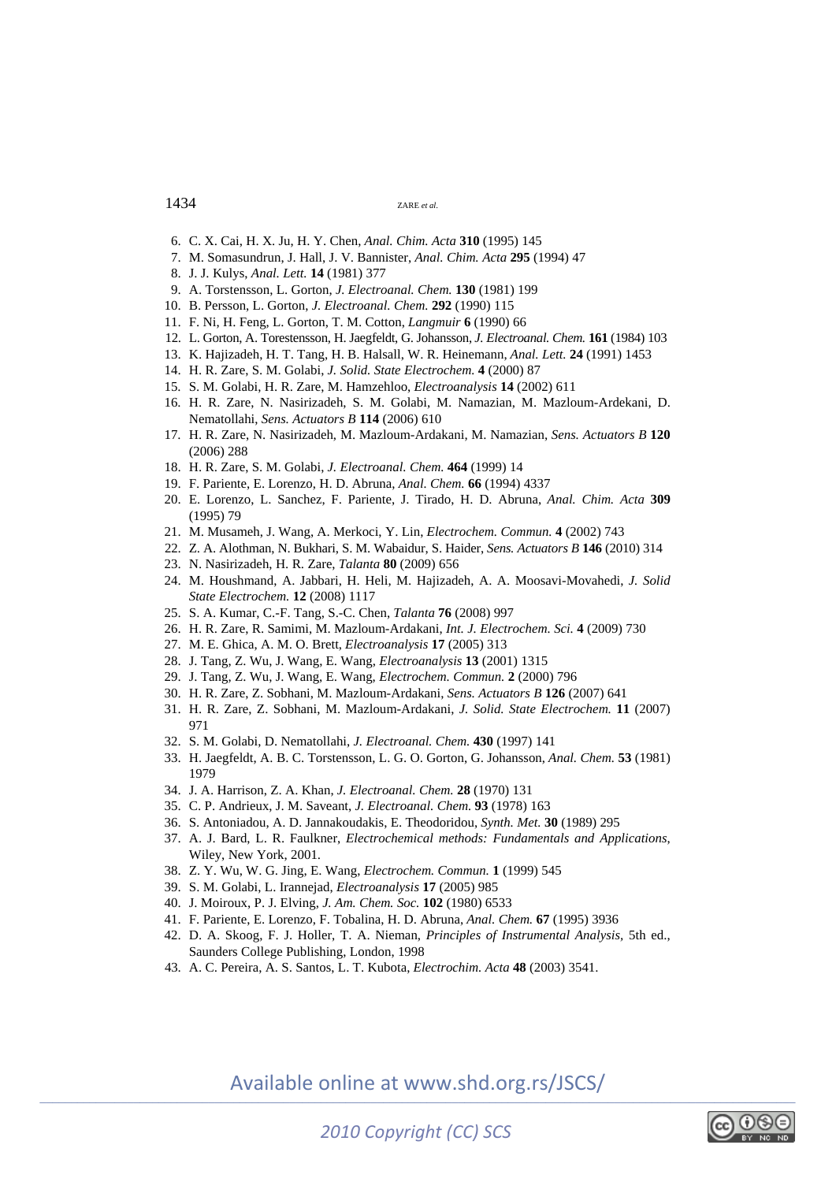6. C. X. Cai, H. X. Ju, H. Y. Chen, *Anal. Chim. Acta* **310** (1995) 145
7. M. Somasundrun, J. Hall, J. V. Bannister, *Anal. Chim. Acta* **295** (1994) 47
8. J. J. Kulys, *Anal. Lett.* **14** (1981) 377
9. A. Torstensson, L. Gorton, *J. Electroanal. Chem.* **130** (1981) 199
10. B. Persson, L. Gorton, *J. Electroanal. Chem.* **292** (1990) 115
11. F. Ni, H. Feng, L. Gorton, T. M. Cotton, *Langmuir* **6** (1990) 66
12. L. Gorton, A. Torestensson, H. Jaegfeldt, G. Johansson, *J. Electroanal. Chem.* **161** (1984) 103
13. K. Hajizadeh, H. T. Tang, H. B. Halsall, W. R. Heinemann, *Anal. Lett.* **24** (1991) 1453
14. H. R. Zare, S. M. Golabi, *J. Solid. State Electrochem.* **4** (2000) 87
15. S. M. Golabi, H. R. Zare, M. Hamzehloo, *Electroanalysis* **14** (2002) 611
16. H. R. Zare, N. Nasirizadeh, S. M. Golabi, M. Namazian, M. Mazloum-Ardekani, D. Nematollahi, *Sens. Actuators B* **114** (2006) 610
17. H. R. Zare, N. Nasirizadeh, M. Mazloum-Ardakani, M. Namazian, *Sens. Actuators B* **120** (2006) 288
18. H. R. Zare, S. M. Golabi, *J. Electroanal. Chem.* **464** (1999) 14
19. F. Pariente, E. Lorenzo, H. D. Abruna, *Anal. Chem.* **66** (1994) 4337
20. E. Lorenzo, L. Sanchez, F. Pariente, J. Tirado, H. D. Abruna, *Anal. Chim. Acta* **309** (1995) 79
21. M. Musameh, J. Wang, A. Merkoci, Y. Lin, *Electrochem. Commun.* **4** (2002) 743
22. Z. A. Alothman, N. Bukhari, S. M. Wabaidur, S. Haider, *Sens. Actuators B* **146** (2010) 314
23. N. Nasirizadeh, H. R. Zare, *Talanta* **80** (2009) 656
24. M. Houshmand, A. Jabbari, H. Heli, M. Hajizadeh, A. A. Moosavi-Movahedi, *J. Solid State Electrochem.* **12** (2008) 1117
25. S. A. Kumar, C.-F. Tang, S.-C. Chen, *Talanta* **76** (2008) 997
26. H. R. Zare, R. Samimi, M. Mazloum-Ardakani, *Int. J. Electrochem. Sci.* **4** (2009) 730
27. M. E. Ghica, A. M. O. Brett, *Electroanalysis* **17** (2005) 313
28. J. Tang, Z. Wu, J. Wang, E. Wang, *Electroanalysis* **13** (2001) 1315
29. J. Tang, Z. Wu, J. Wang, E. Wang, *Electrochem. Commun.* **2** (2000) 796
30. H. R. Zare, Z. Sobhani, M. Mazloum-Ardakani, *Sens. Actuators B* **126** (2007) 641
31. H. R. Zare, Z. Sobhani, M. Mazloum-Ardakani, *J. Solid. State Electrochem.* **11** (2007) 971
32. S. M. Golabi, D. Nematollahi, *J. Electroanal. Chem.* **430** (1997) 141
33. H. Jaegfeldt, A. B. C. Torstensson, L. G. O. Gorton, G. Johansson, *Anal. Chem.* **53** (1981) 1979
34. J. A. Harrison, Z. A. Khan, *J. Electroanal. Chem.* **28** (1970) 131
35. C. P. Andrieux, J. M. Saveant, *J. Electroanal. Chem.* **93** (1978) 163
36. S. Antoniadou, A. D. Jannakoudakis, E. Theodoridou, *Synth. Met.* **30** (1989) 295
37. A. J. Bard, L. R. Faulkner, *Electrochemical methods: Fundamentals and Applications*, Wiley, New York, 2001.
38. Z. Y. Wu, W. G. Jing, E. Wang, *Electrochem. Commun.* **1** (1999) 545
39. S. M. Golabi, L. Irannejad, *Electroanalysis* **17** (2005) 985
40. J. Moiroux, P. J. Elving, *J. Am. Chem. Soc.* **102** (1980) 6533
41. F. Pariente, E. Lorenzo, F. Tobalina, H. D. Abruna, *Anal. Chem.* **67** (1995) 3936
42. D. A. Skoog, F. J. Holler, T. A. Nieman, *Principles of Instrumental Analysis*, 5th ed., Saunders College Publishing, London, 1998
43. A. C. Pereira, A. S. Santos, L. T. Kubota, *Electrochim. Acta* **48** (2003) 3541.